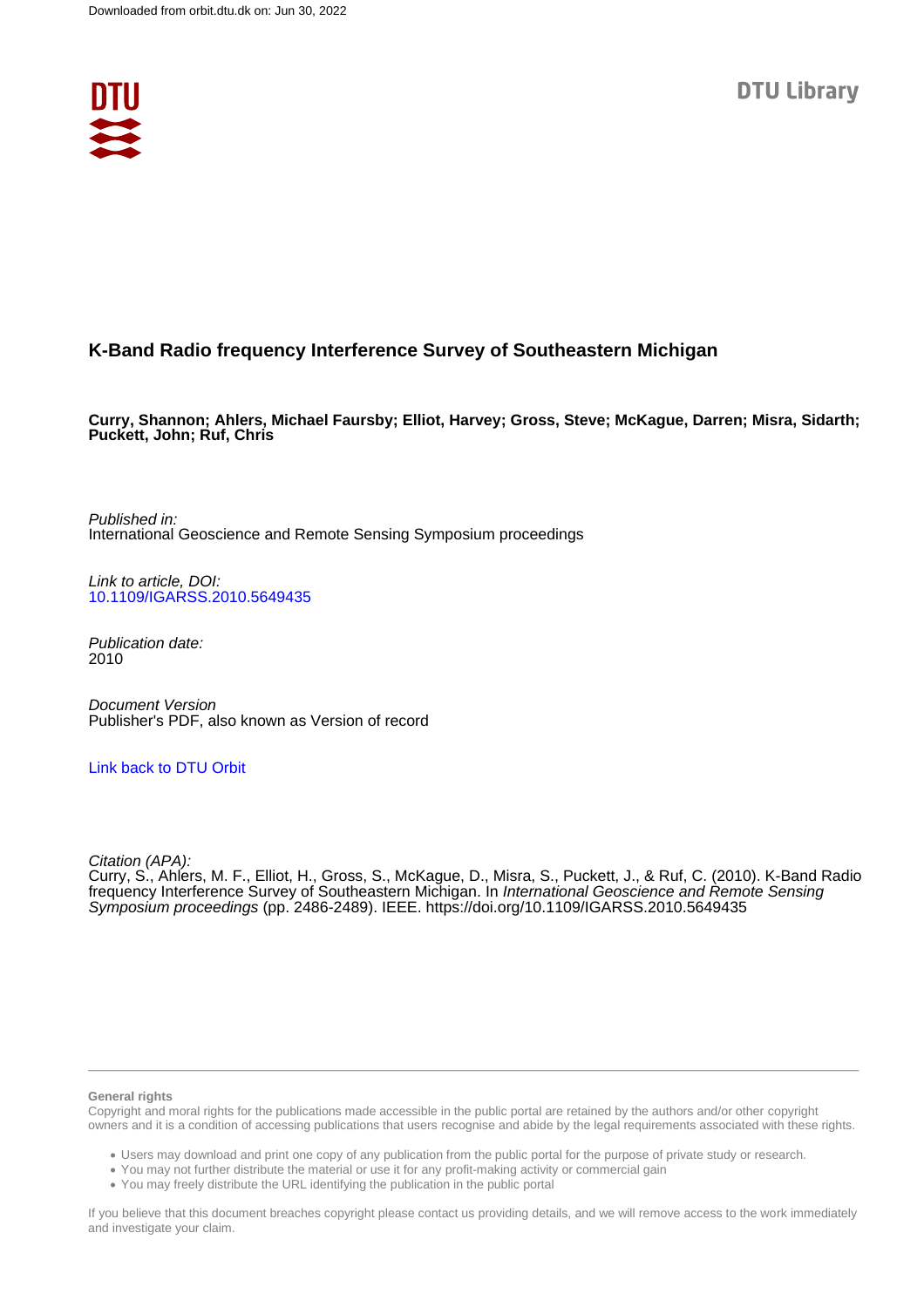Downloaded from orbit.dtu.dk on: Jun 30, 2022

DTU Library

# K-Band Radio frequency Interference Survey of Southeastern Michigan

**Curry, Shannon; Ahlers, Michael Faursby; Elliot, Harvey; Gross, Steve; McKague, Darren; Misra, Sidarth; Puckett, John; Ruf, Chris**

*Published in:*
International Geoscience and Remote Sensing Symposium proceedings

*Link to article, DOI:*
10.1109/IGARSS.2010.5649435

*Publication date:*
2010

*Document Version*
Publisher's PDF, also known as Version of record

Link back to DTU Orbit

*Citation (APA):*
Curry, S., Ahlers, M. F., Elliot, H., Gross, S., McKague, D., Misra, S., Puckett, J., & Ruf, C. (2010). K-Band Radio frequency Interference Survey of Southeastern Michigan. In *International Geoscience and Remote Sensing Symposium proceedings* (pp. 2486-2489). IEEE. https://doi.org/10.1109/IGARSS.2010.5649435

**General rights**

Copyright and moral rights for the publications made accessible in the public portal are retained by the authors and/or other copyright owners and it is a condition of accessing publications that users recognise and abide by the legal requirements associated with these rights.

- Users may download and print one copy of any publication from the public portal for the purpose of private study or research.
- You may not further distribute the material or use it for any profit-making activity or commercial gain
- You may freely distribute the URL identifying the publication in the public portal

If you believe that this document breaches copyright please contact us providing details, and we will remove access to the work immediately and investigate your claim.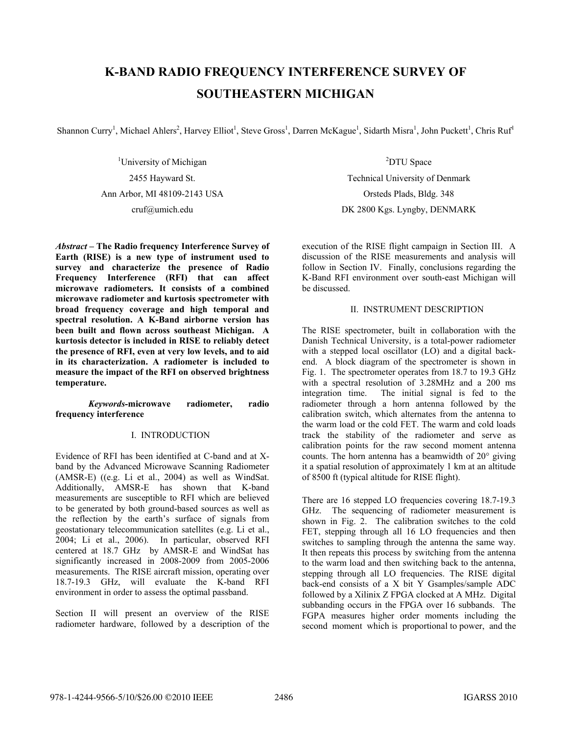# K-BAND RADIO FREQUENCY INTERFERENCE SURVEY OF SOUTHEASTERN MICHIGAN

Shannon Curry[1], Michael Ahlers[2], Harvey Elliot[1], Steve Gross[1], Darren McKague[1], Sidarth Misra[1], John Puckett[1], Chris Ruf[1]

[1]University of Michigan
2455 Hayward St.
Ann Arbor, MI 48109-2143 USA
cruf@umich.edu

[2]DTU Space
Technical University of Denmark
Orsteds Plads, Bldg. 348
DK 2800 Kgs. Lyngby, DENMARK

***Abstract* – The Radio frequency Interference Survey of Earth (RISE) is a new type of instrument used to survey and characterize the presence of Radio Frequency Interference (RFI) that can affect microwave radiometers. It consists of a combined microwave radiometer and kurtosis spectrometer with broad frequency coverage and high temporal and spectral resolution. A K-Band airborne version has been built and flown across southeast Michigan. A kurtosis detector is included in RISE to reliably detect the presence of RFI, even at very low levels, and to aid in its characterization. A radiometer is included to measure the impact of the RFI on observed brightness temperature.**

***Keywords*-microwave radiometer, radio frequency interference**

## I. INTRODUCTION

Evidence of RFI has been identified at C-band and at X-band by the Advanced Microwave Scanning Radiometer (AMSR-E) ((e.g. Li et al., 2004) as well as WindSat. Additionally, AMSR-E has shown that K-band measurements are susceptible to RFI which are believed to be generated by both ground-based sources as well as the reflection by the earth's surface of signals from geostationary telecommunication satellites (e.g. Li et al., 2004; Li et al., 2006). In particular, observed RFI centered at 18.7 GHz by AMSR-E and WindSat has significantly increased in 2008-2009 from 2005-2006 measurements. The RISE aircraft mission, operating over 18.7-19.3 GHz, will evaluate the K-band RFI environment in order to assess the optimal passband.

Section II will present an overview of the RISE radiometer hardware, followed by a description of the execution of the RISE flight campaign in Section III. A discussion of the RISE measurements and analysis will follow in Section IV. Finally, conclusions regarding the K-Band RFI environment over south-east Michigan will be discussed.

## II. INSTRUMENT DESCRIPTION

The RISE spectrometer, built in collaboration with the Danish Technical University, is a total-power radiometer with a stepped local oscillator (LO) and a digital back-end. A block diagram of the spectrometer is shown in Fig. 1. The spectrometer operates from 18.7 to 19.3 GHz with a spectral resolution of 3.28MHz and a 200 ms integration time. The initial signal is fed to the radiometer through a horn antenna followed by the calibration switch, which alternates from the antenna to the warm load or the cold FET. The warm and cold loads track the stability of the radiometer and serve as calibration points for the raw second moment antenna counts. The horn antenna has a beamwidth of 20° giving it a spatial resolution of approximately 1 km at an altitude of 8500 ft (typical altitude for RISE flight).

There are 16 stepped LO frequencies covering 18.7-19.3 GHz. The sequencing of radiometer measurement is shown in Fig. 2. The calibration switches to the cold FET, stepping through all 16 LO frequencies and then switches to sampling through the antenna the same way. It then repeats this process by switching from the antenna to the warm load and then switching back to the antenna, stepping through all LO frequencies. The RISE digital back-end consists of a X bit Y Gsamples/sample ADC followed by a Xilinix Z FPGA clocked at A MHz. Digital subbanding occurs in the FPGA over 16 subbands. The FGPA measures higher order moments including the second moment which is proportional to power, and the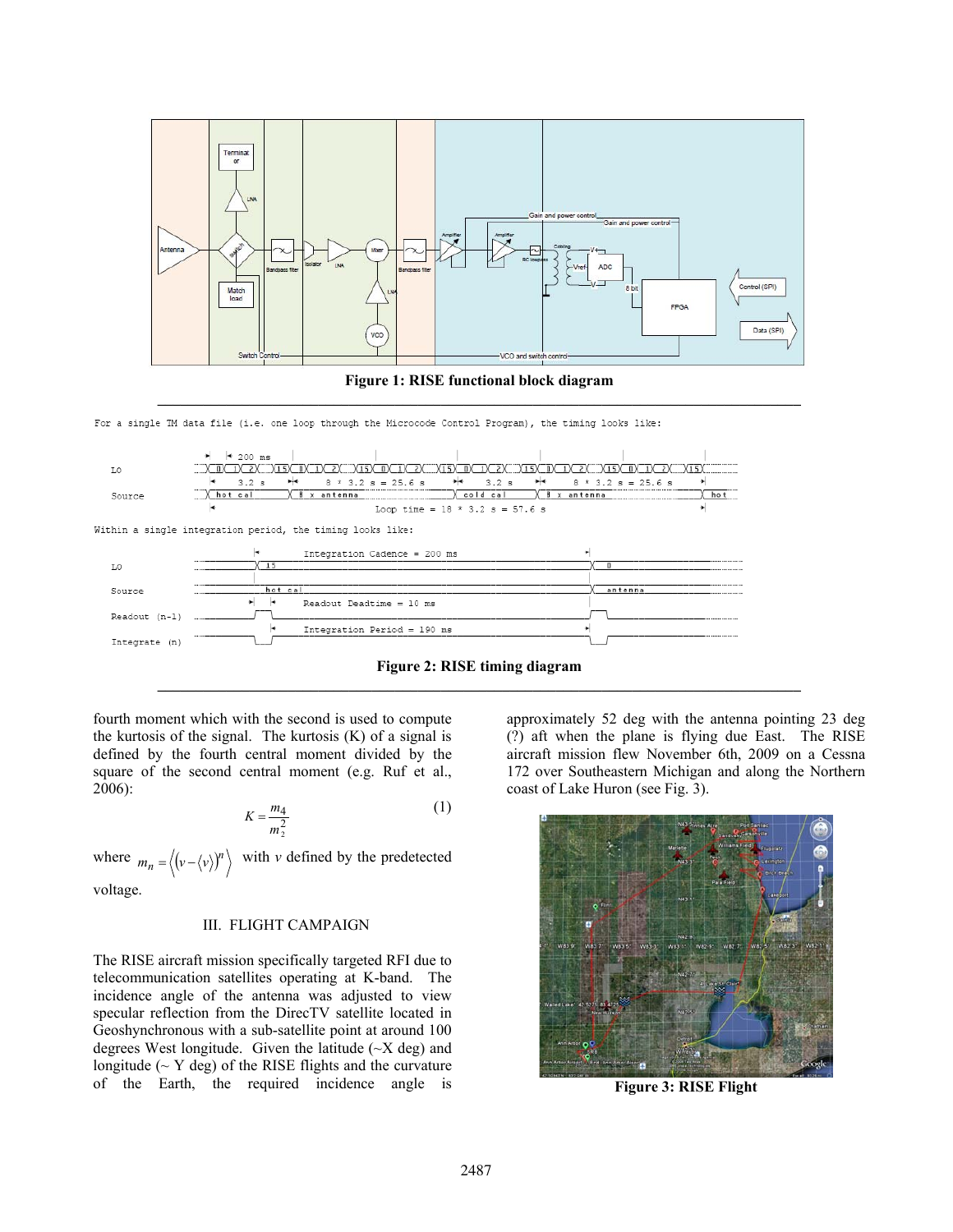**Figure 1: RISE functional block diagram**

**Figure 2: RISE timing diagram**

fourth moment which with the second is used to compute the kurtosis of the signal. The kurtosis (K) of a signal is defined by the fourth central moment divided by the square of the second central moment (e.g. Ruf et al., 2006):

$$K = \frac{m_4}{m_2^2} \tag{1}$$

where $m_n = \left\langle \left(v - \langle v \rangle\right)^n \right\rangle$ with $v$ defined by the predetected voltage.

## III. FLIGHT CAMPAIGN

The RISE aircraft mission specifically targeted RFI due to telecommunication satellites operating at K-band. The incidence angle of the antenna was adjusted to view specular reflection from the DirecTV satellite located in Geoshynchronous with a sub-satellite point at around 100 degrees West longitude. Given the latitude (~X deg) and longitude (~ Y deg) of the RISE flights and the curvature of the Earth, the required incidence angle is approximately 52 deg with the antenna pointing 23 deg (?) aft when the plane is flying due East. The RISE aircraft mission flew November 6th, 2009 on a Cessna 172 over Southeastern Michigan and along the Northern coast of Lake Huron (see Fig. 3).

**Figure 3: RISE Flight**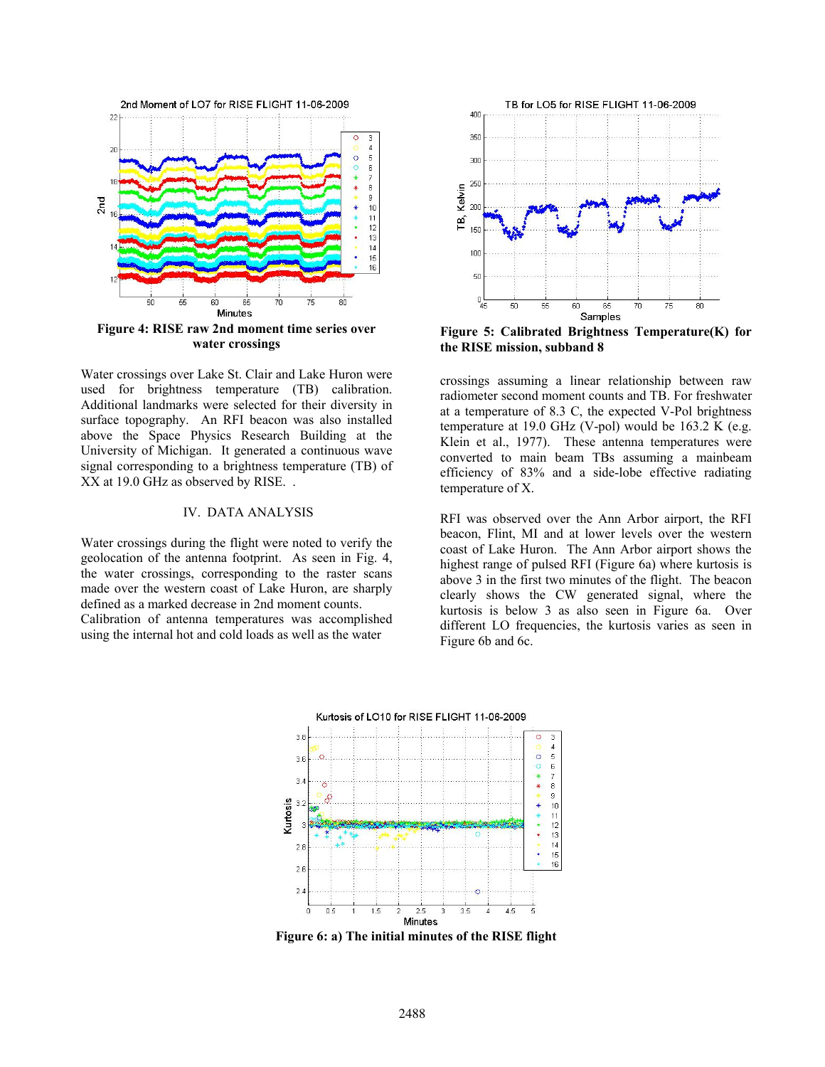Figure 4: RISE raw 2nd moment time series over water crossings

Figure 5: Calibrated Brightness Temperature(K) for the RISE mission, subband 8

Water crossings over Lake St. Clair and Lake Huron were used for brightness temperature (TB) calibration. Additional landmarks were selected for their diversity in surface topography. An RFI beacon was also installed above the Space Physics Research Building at the University of Michigan. It generated a continuous wave signal corresponding to a brightness temperature (TB) of XX at 19.0 GHz as observed by RISE. .

## IV. DATA ANALYSIS

Water crossings during the flight were noted to verify the geolocation of the antenna footprint. As seen in Fig. 4, the water crossings, corresponding to the raster scans made over the western coast of Lake Huron, are sharply defined as a marked decrease in 2nd moment counts.
Calibration of antenna temperatures was accomplished using the internal hot and cold loads as well as the water crossings assuming a linear relationship between raw radiometer second moment counts and TB. For freshwater at a temperature of 8.3 C, the expected V-Pol brightness temperature at 19.0 GHz (V-pol) would be 163.2 K (e.g. Klein et al., 1977). These antenna temperatures were converted to main beam TBs assuming a mainbeam efficiency of 83% and a side-lobe effective radiating temperature of X.

RFI was observed over the Ann Arbor airport, the RFI beacon, Flint, MI and at lower levels over the western coast of Lake Huron. The Ann Arbor airport shows the highest range of pulsed RFI (Figure 6a) where kurtosis is above 3 in the first two minutes of the flight. The beacon clearly shows the CW generated signal, where the kurtosis is below 3 as also seen in Figure 6a. Over different LO frequencies, the kurtosis varies as seen in Figure 6b and 6c.

Figure 6: a) The initial minutes of the RISE flight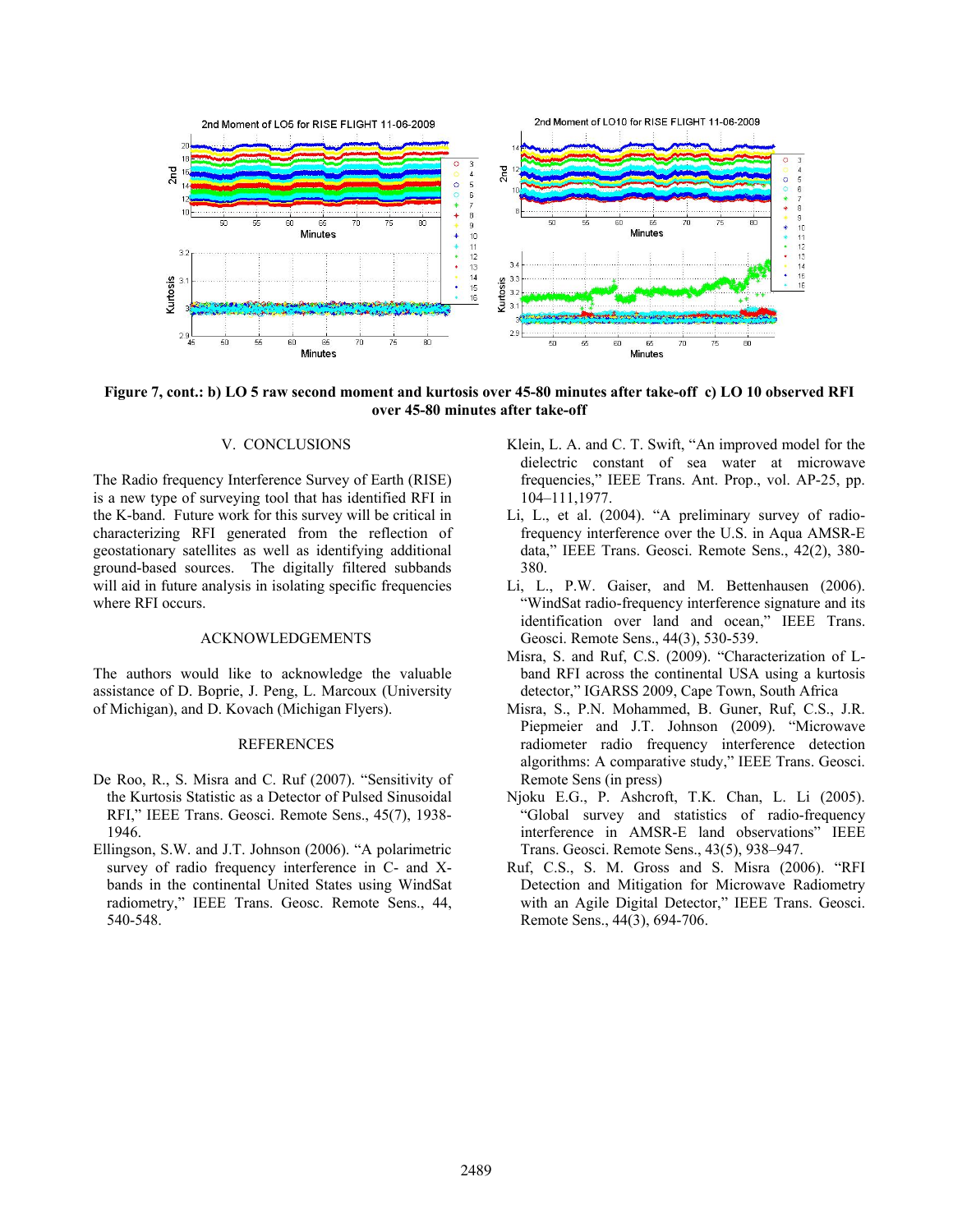2nd Moment of LO5 for RISE FLIGHT 11-06-2009

2nd

20
18
16
14
12
10

50 55 60 65 70 75 80

Minutes

3 4 5 6 7 8 9 10 11 12 13 14 15 16

Kurtosis

3.2
3.1
3
2.9

45 50 55 60 65 70 75 80

Minutes

2nd Moment of LO10 for RISE FLIGHT 11-06-2009

2nd

14
12
10
8

50 55 60 65 70 75 80

Minutes

3 4 5 6 7 8 9 10 11 12 13 14 15 16

Kurtosis

3.4
3.3
3.2
3.1
3
2.9

50 55 60 65 70 75 80

Minutes

**Figure 7, cont.: b) LO 5 raw second moment and kurtosis over 45-80 minutes after take-off c) LO 10 observed RFI over 45-80 minutes after take-off**

## V. CONCLUSIONS

The Radio frequency Interference Survey of Earth (RISE) is a new type of surveying tool that has identified RFI in the K-band. Future work for this survey will be critical in characterizing RFI generated from the reflection of geostationary satellites as well as identifying additional ground-based sources. The digitally filtered subbands will aid in future analysis in isolating specific frequencies where RFI occurs.

## ACKNOWLEDGEMENTS

The authors would like to acknowledge the valuable assistance of D. Boprie, J. Peng, L. Marcoux (University of Michigan), and D. Kovach (Michigan Flyers).

## REFERENCES

De Roo, R., S. Misra and C. Ruf (2007). "Sensitivity of the Kurtosis Statistic as a Detector of Pulsed Sinusoidal RFI," IEEE Trans. Geosci. Remote Sens., 45(7), 1938-1946.

Ellingson, S.W. and J.T. Johnson (2006). "A polarimetric survey of radio frequency interference in C- and X-bands in the continental United States using WindSat radiometry," IEEE Trans. Geosc. Remote Sens., 44, 540-548.

Klein, L. A. and C. T. Swift, "An improved model for the dielectric constant of sea water at microwave frequencies," IEEE Trans. Ant. Prop., vol. AP-25, pp. 104–111,1977.

Li, L., et al. (2004). "A preliminary survey of radio-frequency interference over the U.S. in Aqua AMSR-E data," IEEE Trans. Geosci. Remote Sens., 42(2), 380-380.

Li, L., P.W. Gaiser, and M. Bettenhausen (2006). "WindSat radio-frequency interference signature and its identification over land and ocean," IEEE Trans. Geosci. Remote Sens., 44(3), 530-539.

Misra, S. and Ruf, C.S. (2009). "Characterization of L-band RFI across the continental USA using a kurtosis detector," IGARSS 2009, Cape Town, South Africa

Misra, S., P.N. Mohammed, B. Guner, Ruf, C.S., J.R. Piepmeier and J.T. Johnson (2009). "Microwave radiometer radio frequency interference detection algorithms: A comparative study," IEEE Trans. Geosci. Remote Sens (in press)

Njoku E.G., P. Ashcroft, T.K. Chan, L. Li (2005). "Global survey and statistics of radio-frequency interference in AMSR-E land observations" IEEE Trans. Geosci. Remote Sens., 43(5), 938–947.

Ruf, C.S., S. M. Gross and S. Misra (2006). "RFI Detection and Mitigation for Microwave Radiometry with an Agile Digital Detector," IEEE Trans. Geosci. Remote Sens., 44(3), 694-706.